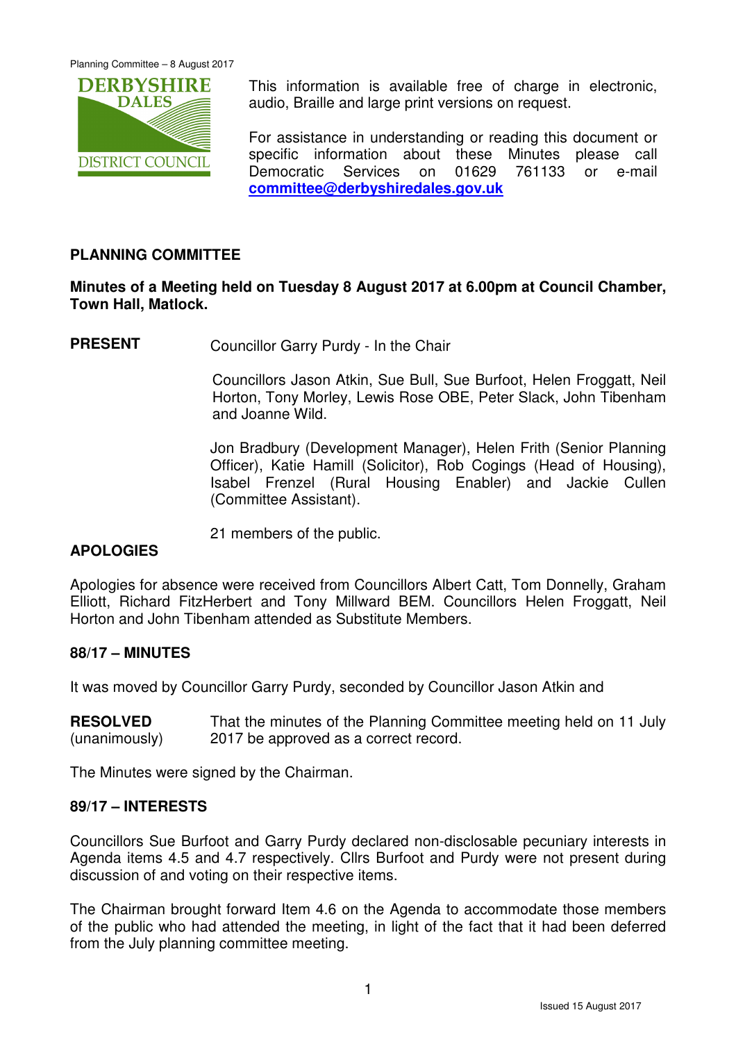This information is available free of charge in electronic, audio, Braille and large print versions on request.

For assistance in understanding or reading this document or specific information about these Minutes please call Democratic Services on 01629 761133 or e-mail **committee@derbyshiredales.gov.uk**

## PLANNING COMMITTEE

**Minutes of a Meeting held on Tuesday 8 August 2017 at 6.00pm at Council Chamber, Town Hall, Matlock.**

**PRESENT** Councillor Garry Purdy - In the Chair

Councillors Jason Atkin, Sue Bull, Sue Burfoot, Helen Froggatt, Neil Horton, Tony Morley, Lewis Rose OBE, Peter Slack, John Tibenham and Joanne Wild.

Jon Bradbury (Development Manager), Helen Frith (Senior Planning Officer), Katie Hamill (Solicitor), Rob Cogings (Head of Housing), Isabel Frenzel (Rural Housing Enabler) and Jackie Cullen (Committee Assistant).

21 members of the public.

**APOLOGIES**

Apologies for absence were received from Councillors Albert Catt, Tom Donnelly, Graham Elliott, Richard FitzHerbert and Tony Millward BEM. Councillors Helen Froggatt, Neil Horton and John Tibenham attended as Substitute Members.

### 88/17 – MINUTES

It was moved by Councillor Garry Purdy, seconded by Councillor Jason Atkin and

**RESOLVED** (unanimously) That the minutes of the Planning Committee meeting held on 11 July 2017 be approved as a correct record.

The Minutes were signed by the Chairman.

### 89/17 – INTERESTS

Councillors Sue Burfoot and Garry Purdy declared non-disclosable pecuniary interests in Agenda items 4.5 and 4.7 respectively. Cllrs Burfoot and Purdy were not present during discussion of and voting on their respective items.

The Chairman brought forward Item 4.6 on the Agenda to accommodate those members of the public who had attended the meeting, in light of the fact that it had been deferred from the July planning committee meeting.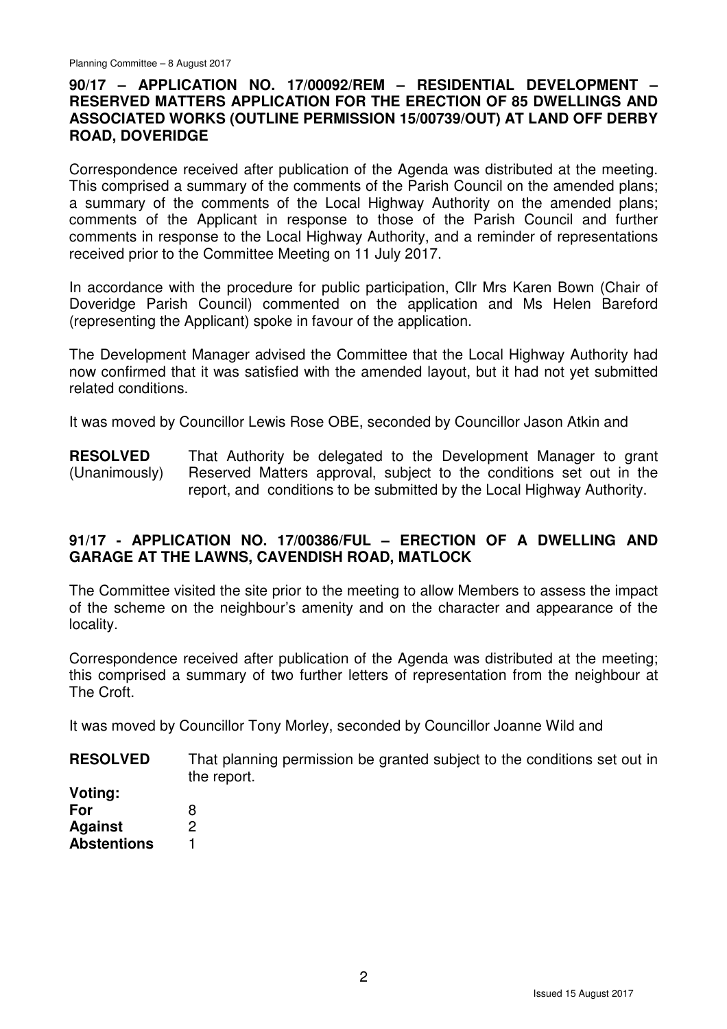## 90/17 – APPLICATION NO. 17/00092/REM – RESIDENTIAL DEVELOPMENT – RESERVED MATTERS APPLICATION FOR THE ERECTION OF 85 DWELLINGS AND ASSOCIATED WORKS (OUTLINE PERMISSION 15/00739/OUT) AT LAND OFF DERBY ROAD, DOVERIDGE

Correspondence received after publication of the Agenda was distributed at the meeting. This comprised a summary of the comments of the Parish Council on the amended plans; a summary of the comments of the Local Highway Authority on the amended plans; comments of the Applicant in response to those of the Parish Council and further comments in response to the Local Highway Authority, and a reminder of representations received prior to the Committee Meeting on 11 July 2017.

In accordance with the procedure for public participation, Cllr Mrs Karen Bown (Chair of Doveridge Parish Council) commented on the application and Ms Helen Bareford (representing the Applicant) spoke in favour of the application.

The Development Manager advised the Committee that the Local Highway Authority had now confirmed that it was satisfied with the amended layout, but it had not yet submitted related conditions.

It was moved by Councillor Lewis Rose OBE, seconded by Councillor Jason Atkin and

**RESOLVED** (Unanimously) That Authority be delegated to the Development Manager to grant Reserved Matters approval, subject to the conditions set out in the report, and conditions to be submitted by the Local Highway Authority.

## 91/17 - APPLICATION NO. 17/00386/FUL – ERECTION OF A DWELLING AND GARAGE AT THE LAWNS, CAVENDISH ROAD, MATLOCK

The Committee visited the site prior to the meeting to allow Members to assess the impact of the scheme on the neighbour's amenity and on the character and appearance of the locality.

Correspondence received after publication of the Agenda was distributed at the meeting; this comprised a summary of two further letters of representation from the neighbour at The Croft.

It was moved by Councillor Tony Morley, seconded by Councillor Joanne Wild and

**RESOLVED** That planning permission be granted subject to the conditions set out in the report.

**Voting:**
**For** 8
**Against** 2
**Abstentions** 1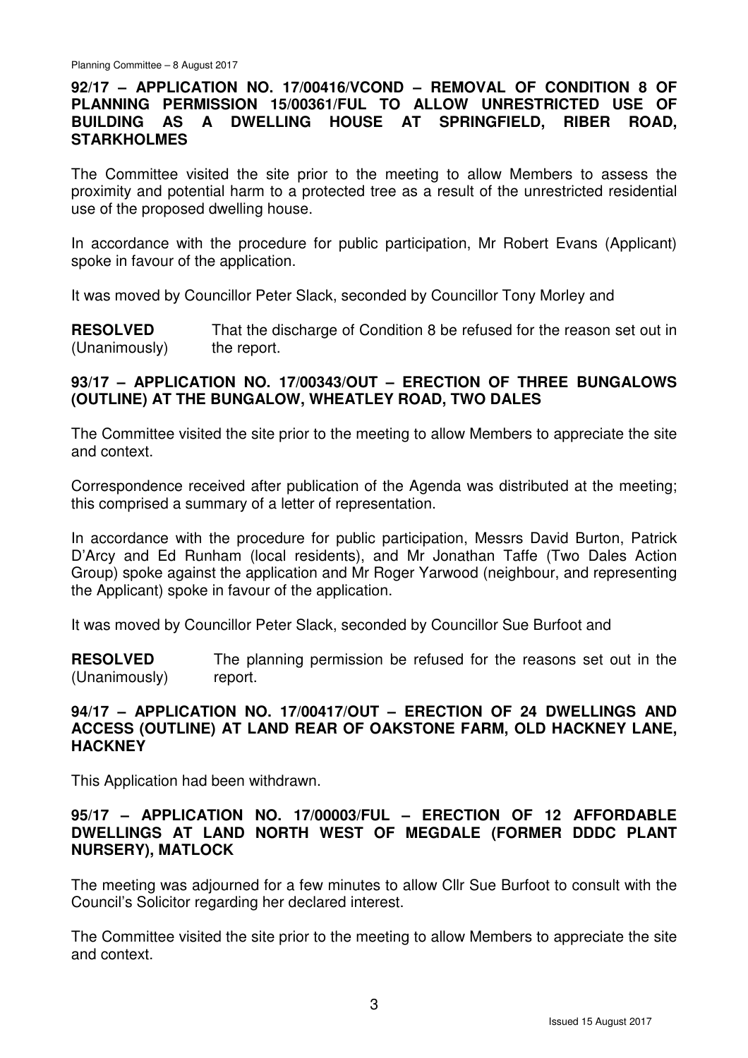### 92/17 – APPLICATION NO. 17/00416/VCOND – REMOVAL OF CONDITION 8 OF PLANNING PERMISSION 15/00361/FUL TO ALLOW UNRESTRICTED USE OF BUILDING AS A DWELLING HOUSE AT SPRINGFIELD, RIBER ROAD, STARKHOLMES

The Committee visited the site prior to the meeting to allow Members to assess the proximity and potential harm to a protected tree as a result of the unrestricted residential use of the proposed dwelling house.

In accordance with the procedure for public participation, Mr Robert Evans (Applicant) spoke in favour of the application.

It was moved by Councillor Peter Slack, seconded by Councillor Tony Morley and

**RESOLVED** (Unanimously) That the discharge of Condition 8 be refused for the reason set out in the report.

### 93/17 – APPLICATION NO. 17/00343/OUT – ERECTION OF THREE BUNGALOWS (OUTLINE) AT THE BUNGALOW, WHEATLEY ROAD, TWO DALES

The Committee visited the site prior to the meeting to allow Members to appreciate the site and context.

Correspondence received after publication of the Agenda was distributed at the meeting; this comprised a summary of a letter of representation.

In accordance with the procedure for public participation, Messrs David Burton, Patrick D'Arcy and Ed Runham (local residents), and Mr Jonathan Taffe (Two Dales Action Group) spoke against the application and Mr Roger Yarwood (neighbour, and representing the Applicant) spoke in favour of the application.

It was moved by Councillor Peter Slack, seconded by Councillor Sue Burfoot and

**RESOLVED** (Unanimously) The planning permission be refused for the reasons set out in the report.

### 94/17 – APPLICATION NO. 17/00417/OUT – ERECTION OF 24 DWELLINGS AND ACCESS (OUTLINE) AT LAND REAR OF OAKSTONE FARM, OLD HACKNEY LANE, HACKNEY

This Application had been withdrawn.

### 95/17 – APPLICATION NO. 17/00003/FUL – ERECTION OF 12 AFFORDABLE DWELLINGS AT LAND NORTH WEST OF MEGDALE (FORMER DDDC PLANT NURSERY), MATLOCK

The meeting was adjourned for a few minutes to allow Cllr Sue Burfoot to consult with the Council's Solicitor regarding her declared interest.

The Committee visited the site prior to the meeting to allow Members to appreciate the site and context.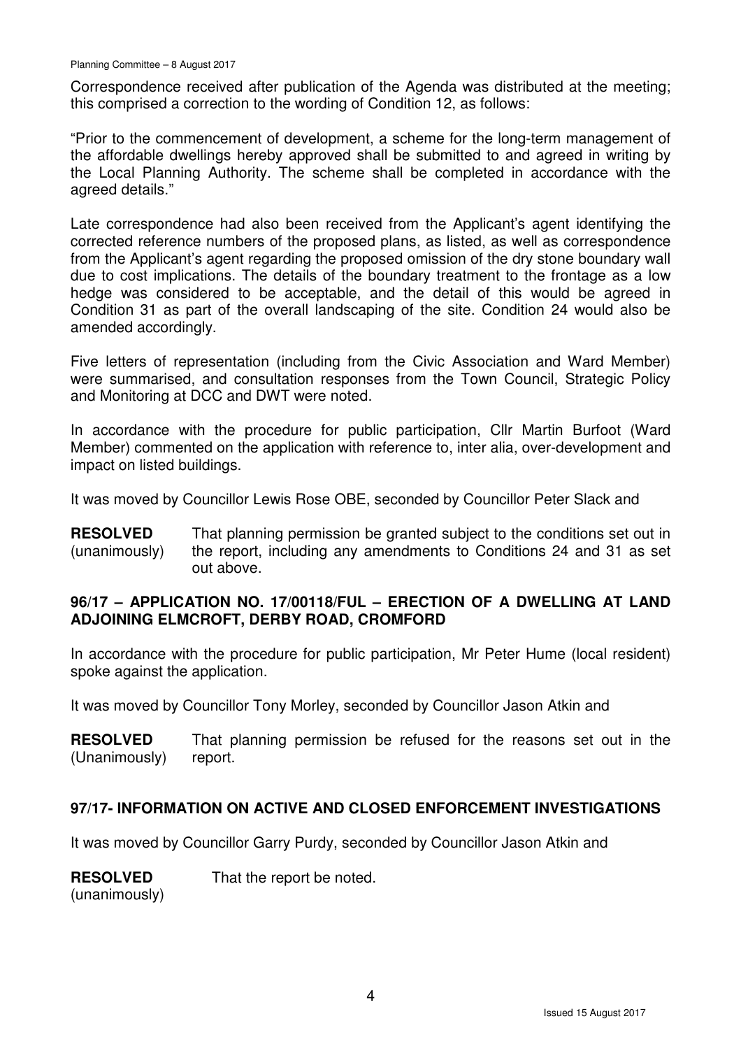Correspondence received after publication of the Agenda was distributed at the meeting; this comprised a correction to the wording of Condition 12, as follows:

"Prior to the commencement of development, a scheme for the long-term management of the affordable dwellings hereby approved shall be submitted to and agreed in writing by the Local Planning Authority. The scheme shall be completed in accordance with the agreed details."

Late correspondence had also been received from the Applicant's agent identifying the corrected reference numbers of the proposed plans, as listed, as well as correspondence from the Applicant's agent regarding the proposed omission of the dry stone boundary wall due to cost implications. The details of the boundary treatment to the frontage as a low hedge was considered to be acceptable, and the detail of this would be agreed in Condition 31 as part of the overall landscaping of the site. Condition 24 would also be amended accordingly.

Five letters of representation (including from the Civic Association and Ward Member) were summarised, and consultation responses from the Town Council, Strategic Policy and Monitoring at DCC and DWT were noted.

In accordance with the procedure for public participation, Cllr Martin Burfoot (Ward Member) commented on the application with reference to, inter alia, over-development and impact on listed buildings.

It was moved by Councillor Lewis Rose OBE, seconded by Councillor Peter Slack and

**RESOLVED** (unanimously) That planning permission be granted subject to the conditions set out in the report, including any amendments to Conditions 24 and 31 as set out above.

## 96/17 – APPLICATION NO. 17/00118/FUL – ERECTION OF A DWELLING AT LAND ADJOINING ELMCROFT, DERBY ROAD, CROMFORD

In accordance with the procedure for public participation, Mr Peter Hume (local resident) spoke against the application.

It was moved by Councillor Tony Morley, seconded by Councillor Jason Atkin and

**RESOLVED** (Unanimously) That planning permission be refused for the reasons set out in the report.

## 97/17- INFORMATION ON ACTIVE AND CLOSED ENFORCEMENT INVESTIGATIONS

It was moved by Councillor Garry Purdy, seconded by Councillor Jason Atkin and

**RESOLVED** (unanimously) That the report be noted.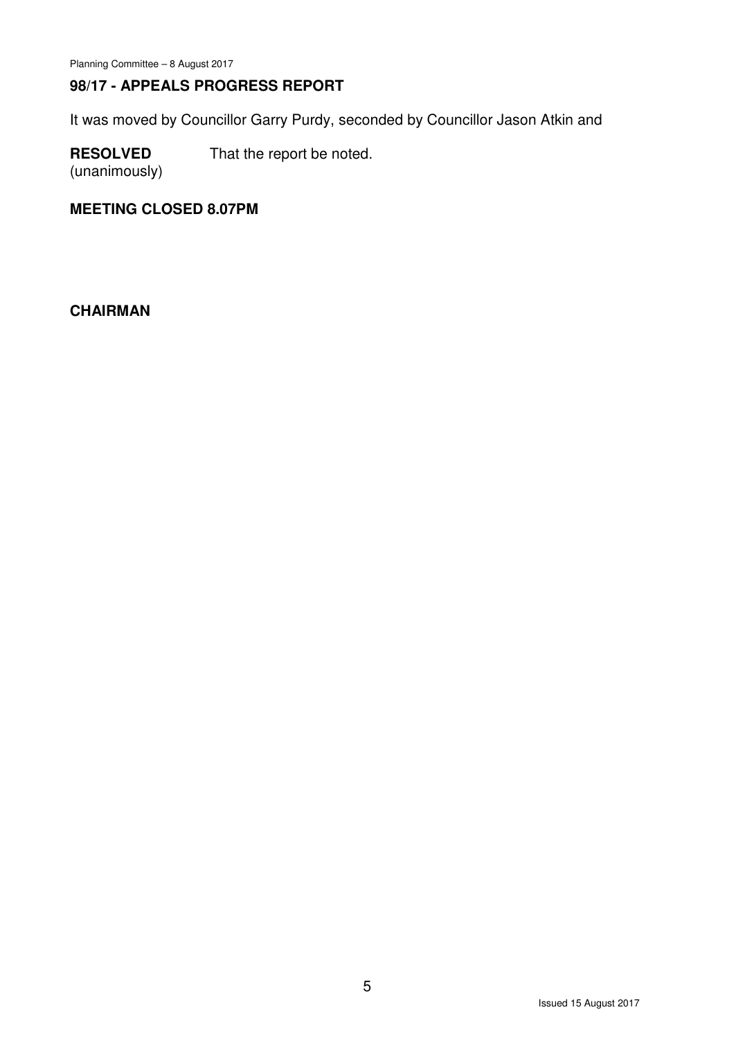## 98/17 - APPEALS PROGRESS REPORT

It was moved by Councillor Garry Purdy, seconded by Councillor Jason Atkin and

**RESOLVED** (unanimously) That the report be noted.

**MEETING CLOSED 8.07PM**

**CHAIRMAN**